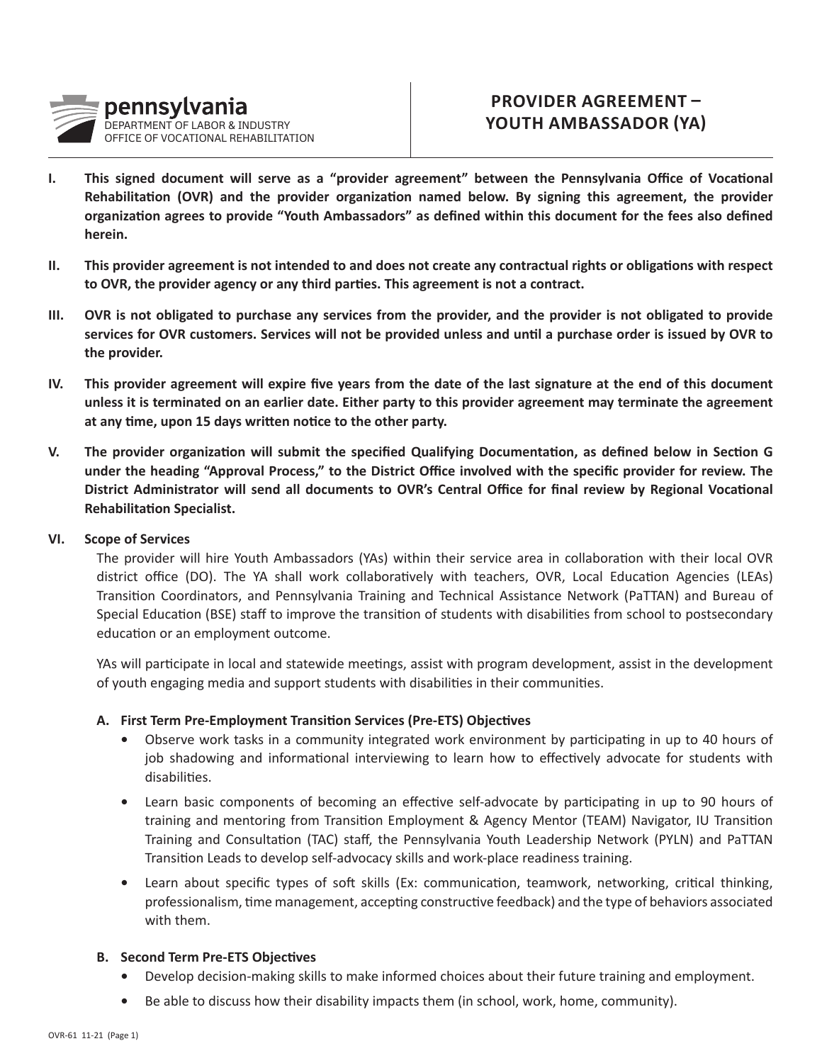pennsylvania
DEPARTMENT OF LABOR & INDUSTRY
OFFICE OF VOCATIONAL REHABILITATION

# PROVIDER AGREEMENT – YOUTH AMBASSADOR (YA)

**I. This signed document will serve as a "provider agreement" between the Pennsylvania Office of Vocational Rehabilitation (OVR) and the provider organization named below. By signing this agreement, the provider organization agrees to provide "Youth Ambassadors" as defined within this document for the fees also defined herein.**

**II. This provider agreement is not intended to and does not create any contractual rights or obligations with respect to OVR, the provider agency or any third parties. This agreement is not a contract.**

**III. OVR is not obligated to purchase any services from the provider, and the provider is not obligated to provide services for OVR customers. Services will not be provided unless and until a purchase order is issued by OVR to the provider.**

**IV. This provider agreement will expire five years from the date of the last signature at the end of this document unless it is terminated on an earlier date. Either party to this provider agreement may terminate the agreement at any time, upon 15 days written notice to the other party.**

**V. The provider organization will submit the specified Qualifying Documentation, as defined below in Section G under the heading "Approval Process," to the District Office involved with the specific provider for review. The District Administrator will send all documents to OVR's Central Office for final review by Regional Vocational Rehabilitation Specialist.**

**VI. Scope of Services**

The provider will hire Youth Ambassadors (YAs) within their service area in collaboration with their local OVR district office (DO). The YA shall work collaboratively with teachers, OVR, Local Education Agencies (LEAs) Transition Coordinators, and Pennsylvania Training and Technical Assistance Network (PaTTAN) and Bureau of Special Education (BSE) staff to improve the transition of students with disabilities from school to postsecondary education or an employment outcome.

YAs will participate in local and statewide meetings, assist with program development, assist in the development of youth engaging media and support students with disabilities in their communities.

**A. First Term Pre-Employment Transition Services (Pre-ETS) Objectives**

- Observe work tasks in a community integrated work environment by participating in up to 40 hours of job shadowing and informational interviewing to learn how to effectively advocate for students with disabilities.
- Learn basic components of becoming an effective self-advocate by participating in up to 90 hours of training and mentoring from Transition Employment & Agency Mentor (TEAM) Navigator, IU Transition Training and Consultation (TAC) staff, the Pennsylvania Youth Leadership Network (PYLN) and PaTTAN Transition Leads to develop self-advocacy skills and work-place readiness training.
- Learn about specific types of soft skills (Ex: communication, teamwork, networking, critical thinking, professionalism, time management, accepting constructive feedback) and the type of behaviors associated with them.

**B. Second Term Pre-ETS Objectives**

- Develop decision-making skills to make informed choices about their future training and employment.
- Be able to discuss how their disability impacts them (in school, work, home, community).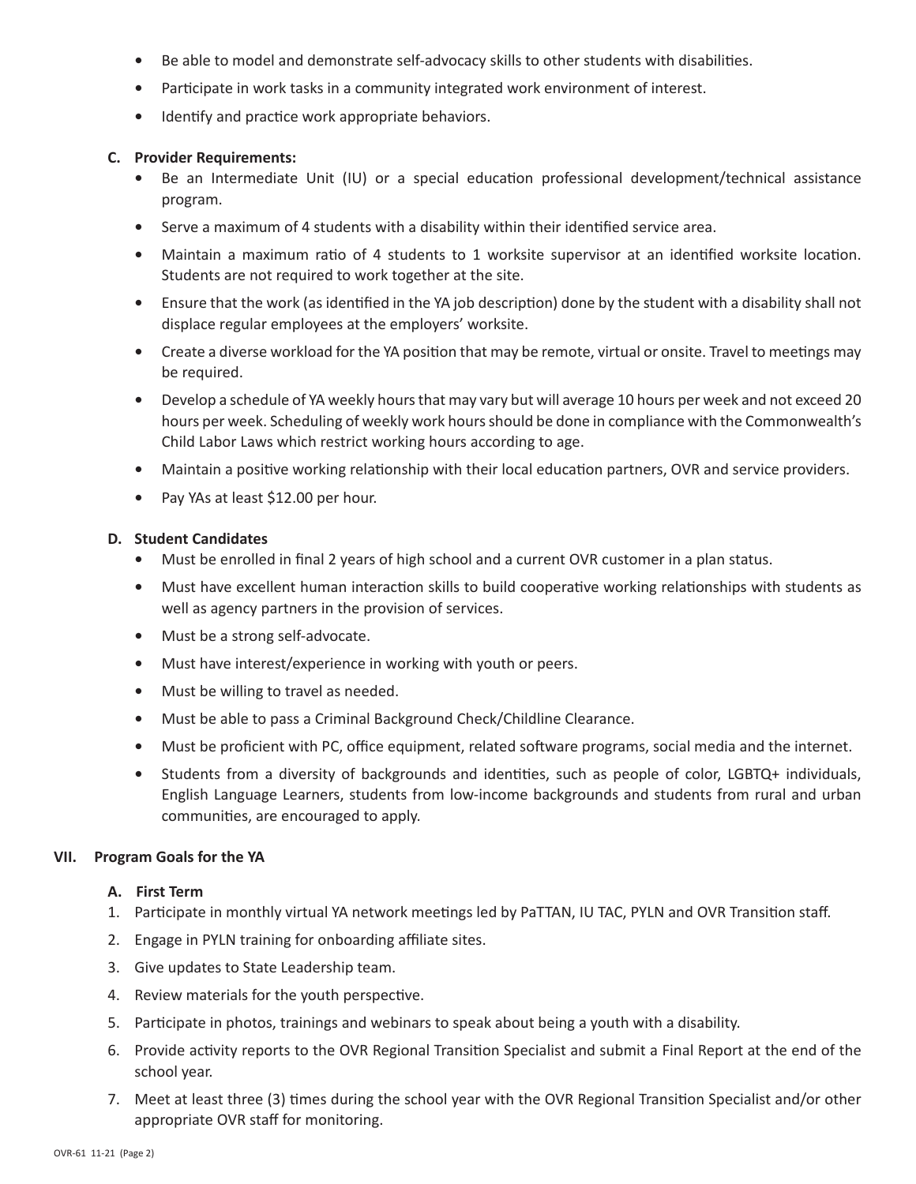- Be able to model and demonstrate self-advocacy skills to other students with disabilities.
- Participate in work tasks in a community integrated work environment of interest.
- Identify and practice work appropriate behaviors.

**C. Provider Requirements:**

- Be an Intermediate Unit (IU) or a special education professional development/technical assistance program.
- Serve a maximum of 4 students with a disability within their identified service area.
- Maintain a maximum ratio of 4 students to 1 worksite supervisor at an identified worksite location. Students are not required to work together at the site.
- Ensure that the work (as identified in the YA job description) done by the student with a disability shall not displace regular employees at the employers' worksite.
- Create a diverse workload for the YA position that may be remote, virtual or onsite. Travel to meetings may be required.
- Develop a schedule of YA weekly hours that may vary but will average 10 hours per week and not exceed 20 hours per week. Scheduling of weekly work hours should be done in compliance with the Commonwealth's Child Labor Laws which restrict working hours according to age.
- Maintain a positive working relationship with their local education partners, OVR and service providers.
- Pay YAs at least $12.00 per hour.

**D. Student Candidates**

- Must be enrolled in final 2 years of high school and a current OVR customer in a plan status.
- Must have excellent human interaction skills to build cooperative working relationships with students as well as agency partners in the provision of services.
- Must be a strong self-advocate.
- Must have interest/experience in working with youth or peers.
- Must be willing to travel as needed.
- Must be able to pass a Criminal Background Check/Childline Clearance.
- Must be proficient with PC, office equipment, related software programs, social media and the internet.
- Students from a diversity of backgrounds and identities, such as people of color, LGBTQ+ individuals, English Language Learners, students from low-income backgrounds and students from rural and urban communities, are encouraged to apply.

## VII. Program Goals for the YA

**A. First Term**

1. Participate in monthly virtual YA network meetings led by PaTTAN, IU TAC, PYLN and OVR Transition staff.
2. Engage in PYLN training for onboarding affiliate sites.
3. Give updates to State Leadership team.
4. Review materials for the youth perspective.
5. Participate in photos, trainings and webinars to speak about being a youth with a disability.
6. Provide activity reports to the OVR Regional Transition Specialist and submit a Final Report at the end of the school year.
7. Meet at least three (3) times during the school year with the OVR Regional Transition Specialist and/or other appropriate OVR staff for monitoring.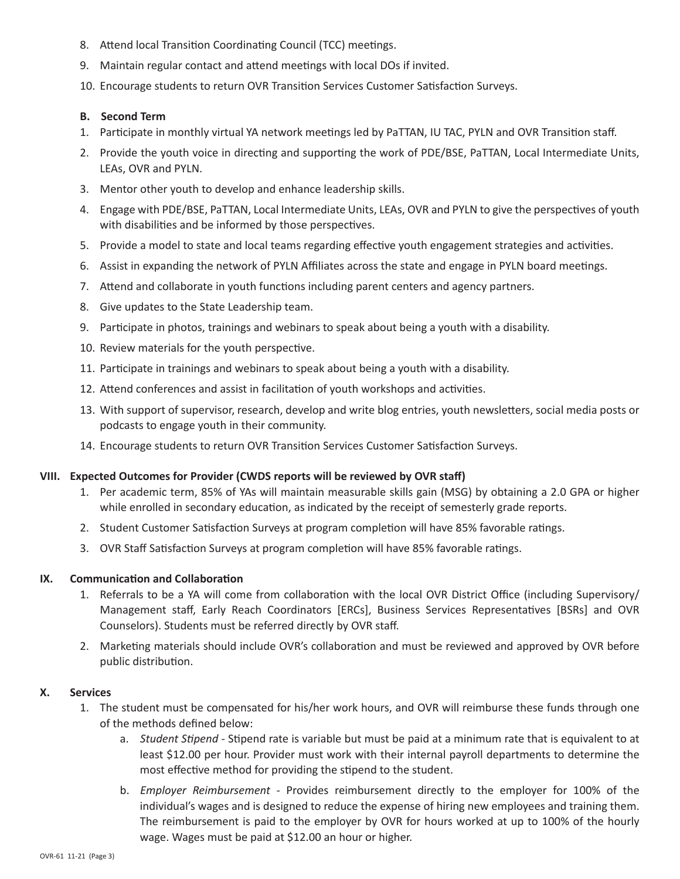8. Attend local Transition Coordinating Council (TCC) meetings.
9. Maintain regular contact and attend meetings with local DOs if invited.
10. Encourage students to return OVR Transition Services Customer Satisfaction Surveys.

**B. Second Term**

1. Participate in monthly virtual YA network meetings led by PaTTAN, IU TAC, PYLN and OVR Transition staff.
2. Provide the youth voice in directing and supporting the work of PDE/BSE, PaTTAN, Local Intermediate Units, LEAs, OVR and PYLN.
3. Mentor other youth to develop and enhance leadership skills.
4. Engage with PDE/BSE, PaTTAN, Local Intermediate Units, LEAs, OVR and PYLN to give the perspectives of youth with disabilities and be informed by those perspectives.
5. Provide a model to state and local teams regarding effective youth engagement strategies and activities.
6. Assist in expanding the network of PYLN Affiliates across the state and engage in PYLN board meetings.
7. Attend and collaborate in youth functions including parent centers and agency partners.
8. Give updates to the State Leadership team.
9. Participate in photos, trainings and webinars to speak about being a youth with a disability.
10. Review materials for the youth perspective.
11. Participate in trainings and webinars to speak about being a youth with a disability.
12. Attend conferences and assist in facilitation of youth workshops and activities.
13. With support of supervisor, research, develop and write blog entries, youth newsletters, social media posts or podcasts to engage youth in their community.
14. Encourage students to return OVR Transition Services Customer Satisfaction Surveys.

## VIII. Expected Outcomes for Provider (CWDS reports will be reviewed by OVR staff)

1. Per academic term, 85% of YAs will maintain measurable skills gain (MSG) by obtaining a 2.0 GPA or higher while enrolled in secondary education, as indicated by the receipt of semesterly grade reports.
2. Student Customer Satisfaction Surveys at program completion will have 85% favorable ratings.
3. OVR Staff Satisfaction Surveys at program completion will have 85% favorable ratings.

## IX. Communication and Collaboration

1. Referrals to be a YA will come from collaboration with the local OVR District Office (including Supervisory/ Management staff, Early Reach Coordinators [ERCs], Business Services Representatives [BSRs] and OVR Counselors). Students must be referred directly by OVR staff.
2. Marketing materials should include OVR's collaboration and must be reviewed and approved by OVR before public distribution.

## X. Services

1. The student must be compensated for his/her work hours, and OVR will reimburse these funds through one of the methods defined below:
   a. *Student Stipend* - Stipend rate is variable but must be paid at a minimum rate that is equivalent to at least $12.00 per hour. Provider must work with their internal payroll departments to determine the most effective method for providing the stipend to the student.
   b. *Employer Reimbursement* - Provides reimbursement directly to the employer for 100% of the individual's wages and is designed to reduce the expense of hiring new employees and training them. The reimbursement is paid to the employer by OVR for hours worked at up to 100% of the hourly wage. Wages must be paid at $12.00 an hour or higher.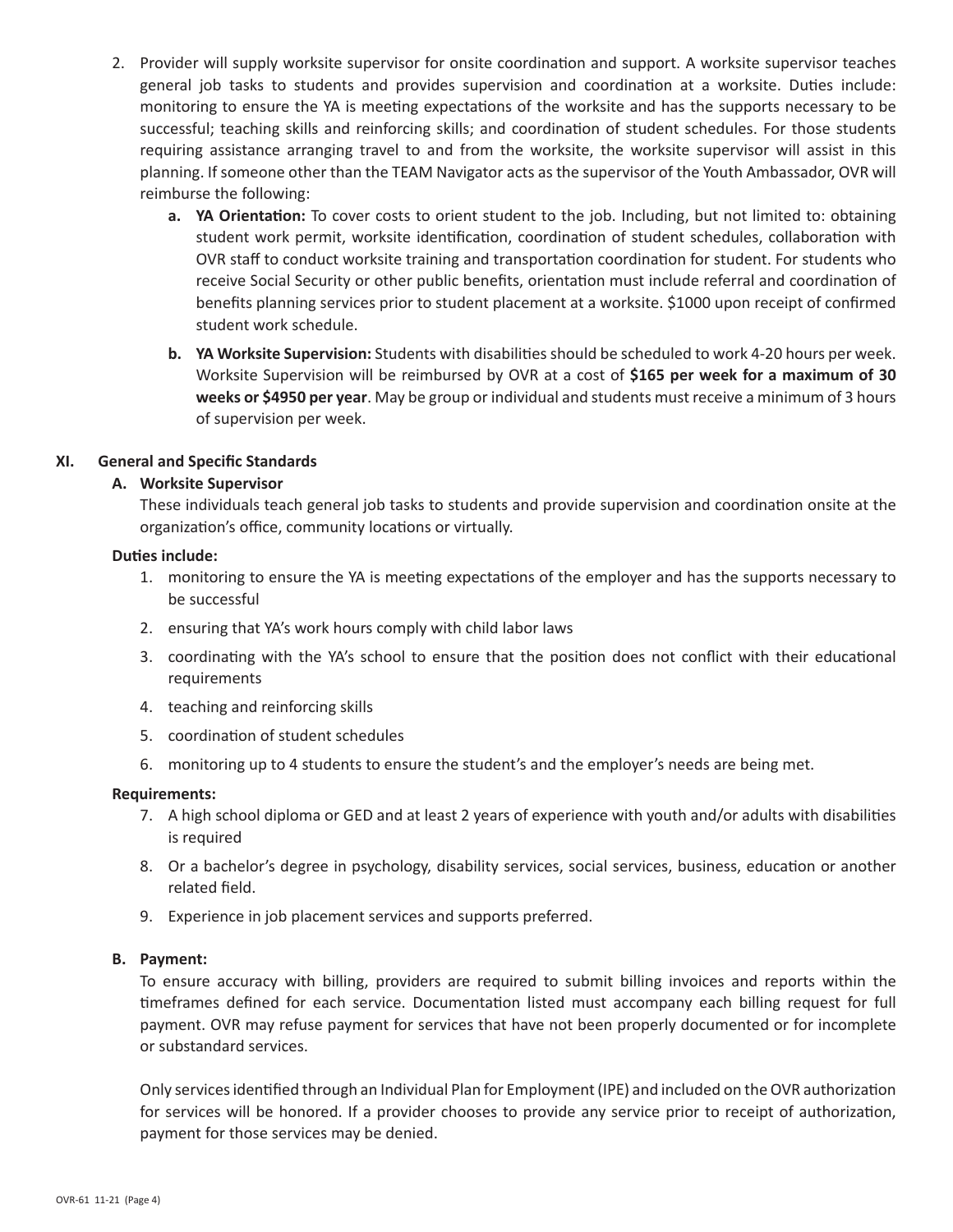2. Provider will supply worksite supervisor for onsite coordination and support. A worksite supervisor teaches general job tasks to students and provides supervision and coordination at a worksite. Duties include: monitoring to ensure the YA is meeting expectations of the worksite and has the supports necessary to be successful; teaching skills and reinforcing skills; and coordination of student schedules. For those students requiring assistance arranging travel to and from the worksite, the worksite supervisor will assist in this planning. If someone other than the TEAM Navigator acts as the supervisor of the Youth Ambassador, OVR will reimburse the following:

    a. **YA Orientation:** To cover costs to orient student to the job. Including, but not limited to: obtaining student work permit, worksite identification, coordination of student schedules, collaboration with OVR staff to conduct worksite training and transportation coordination for student. For students who receive Social Security or other public benefits, orientation must include referral and coordination of benefits planning services prior to student placement at a worksite. $1000 upon receipt of confirmed student work schedule.

    b. **YA Worksite Supervision:** Students with disabilities should be scheduled to work 4-20 hours per week. Worksite Supervision will be reimbursed by OVR at a cost of **$165 per week for a maximum of 30 weeks or $4950 per year**. May be group or individual and students must receive a minimum of 3 hours of supervision per week.

## XI. General and Specific Standards

### A. Worksite Supervisor

These individuals teach general job tasks to students and provide supervision and coordination onsite at the organization's office, community locations or virtually.

**Duties include:**

1. monitoring to ensure the YA is meeting expectations of the employer and has the supports necessary to be successful
2. ensuring that YA's work hours comply with child labor laws
3. coordinating with the YA's school to ensure that the position does not conflict with their educational requirements
4. teaching and reinforcing skills
5. coordination of student schedules
6. monitoring up to 4 students to ensure the student's and the employer's needs are being met.

**Requirements:**

7. A high school diploma or GED and at least 2 years of experience with youth and/or adults with disabilities is required
8. Or a bachelor's degree in psychology, disability services, social services, business, education or another related field.
9. Experience in job placement services and supports preferred.

### B. Payment:

To ensure accuracy with billing, providers are required to submit billing invoices and reports within the timeframes defined for each service. Documentation listed must accompany each billing request for full payment. OVR may refuse payment for services that have not been properly documented or for incomplete or substandard services.

Only services identified through an Individual Plan for Employment (IPE) and included on the OVR authorization for services will be honored. If a provider chooses to provide any service prior to receipt of authorization, payment for those services may be denied.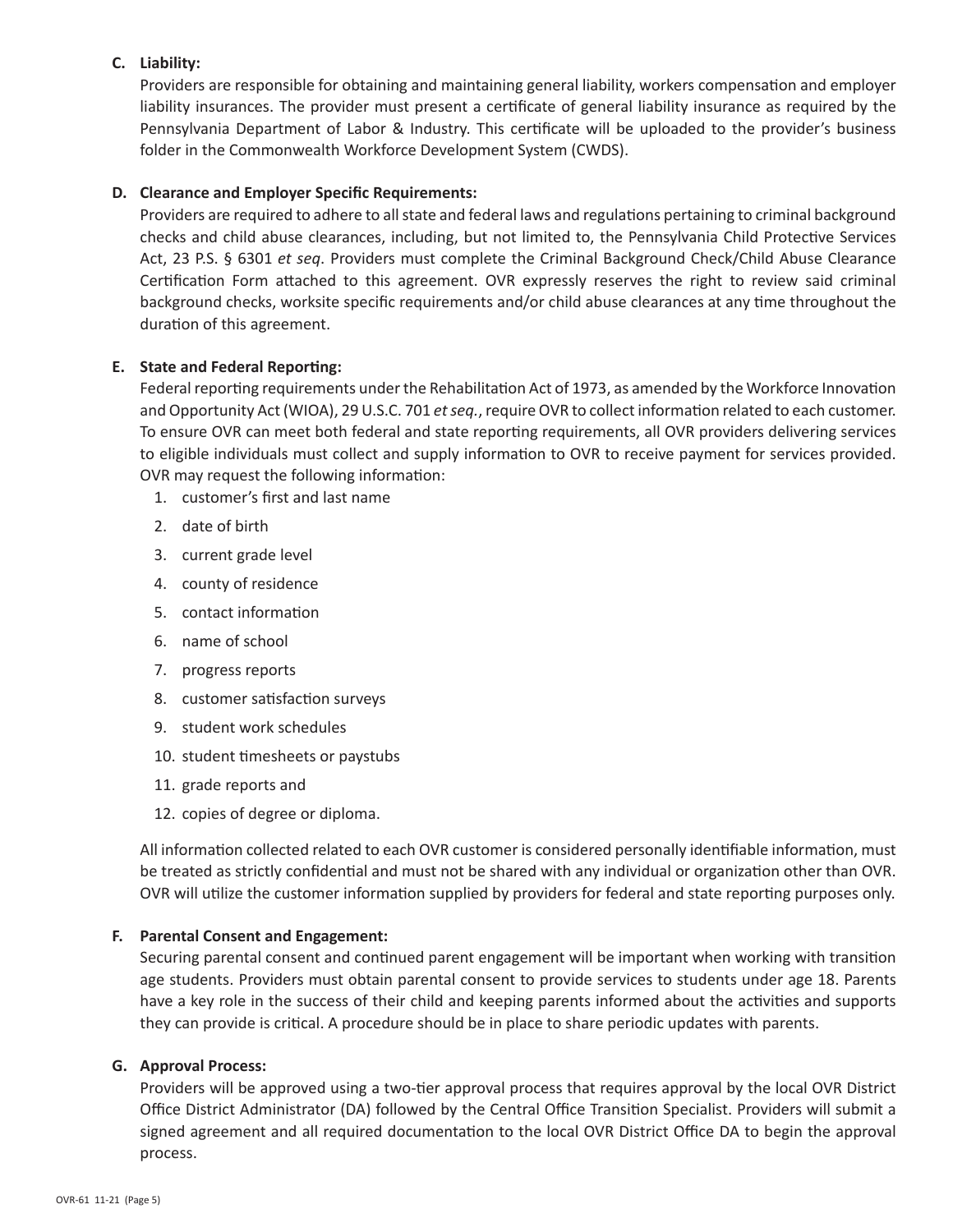**C. Liability:**

Providers are responsible for obtaining and maintaining general liability, workers compensation and employer liability insurances. The provider must present a certificate of general liability insurance as required by the Pennsylvania Department of Labor & Industry. This certificate will be uploaded to the provider's business folder in the Commonwealth Workforce Development System (CWDS).

**D. Clearance and Employer Specific Requirements:**

Providers are required to adhere to all state and federal laws and regulations pertaining to criminal background checks and child abuse clearances, including, but not limited to, the Pennsylvania Child Protective Services Act, 23 P.S. § 6301 *et seq*. Providers must complete the Criminal Background Check/Child Abuse Clearance Certification Form attached to this agreement. OVR expressly reserves the right to review said criminal background checks, worksite specific requirements and/or child abuse clearances at any time throughout the duration of this agreement.

**E. State and Federal Reporting:**

Federal reporting requirements under the Rehabilitation Act of 1973, as amended by the Workforce Innovation and Opportunity Act (WIOA), 29 U.S.C. 701 *et seq.*, require OVR to collect information related to each customer. To ensure OVR can meet both federal and state reporting requirements, all OVR providers delivering services to eligible individuals must collect and supply information to OVR to receive payment for services provided. OVR may request the following information:

1. customer's first and last name
2. date of birth
3. current grade level
4. county of residence
5. contact information
6. name of school
7. progress reports
8. customer satisfaction surveys
9. student work schedules
10. student timesheets or paystubs
11. grade reports and
12. copies of degree or diploma.

All information collected related to each OVR customer is considered personally identifiable information, must be treated as strictly confidential and must not be shared with any individual or organization other than OVR. OVR will utilize the customer information supplied by providers for federal and state reporting purposes only.

**F. Parental Consent and Engagement:**

Securing parental consent and continued parent engagement will be important when working with transition age students. Providers must obtain parental consent to provide services to students under age 18. Parents have a key role in the success of their child and keeping parents informed about the activities and supports they can provide is critical. A procedure should be in place to share periodic updates with parents.

**G. Approval Process:**

Providers will be approved using a two-tier approval process that requires approval by the local OVR District Office District Administrator (DA) followed by the Central Office Transition Specialist. Providers will submit a signed agreement and all required documentation to the local OVR District Office DA to begin the approval process.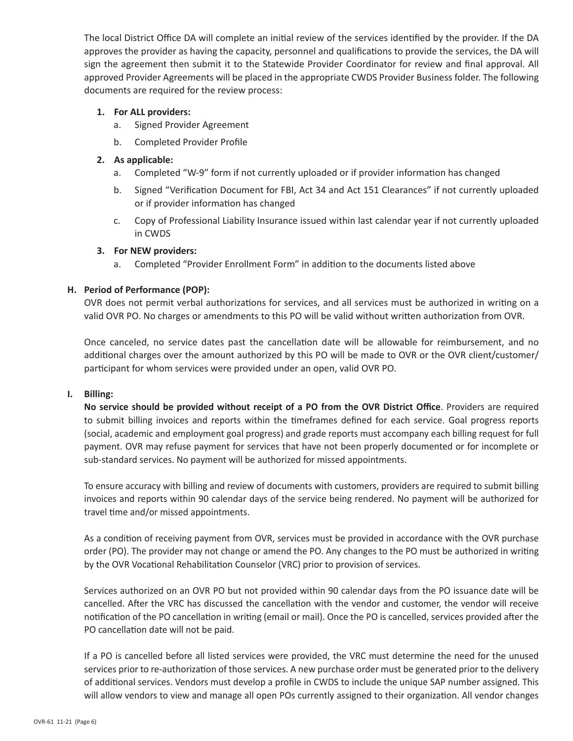The local District Office DA will complete an initial review of the services identified by the provider. If the DA approves the provider as having the capacity, personnel and qualifications to provide the services, the DA will sign the agreement then submit it to the Statewide Provider Coordinator for review and final approval. All approved Provider Agreements will be placed in the appropriate CWDS Provider Business folder. The following documents are required for the review process:

1. **For ALL providers:**
   a. Signed Provider Agreement
   b. Completed Provider Profile
2. **As applicable:**
   a. Completed "W-9" form if not currently uploaded or if provider information has changed
   b. Signed "Verification Document for FBI, Act 34 and Act 151 Clearances" if not currently uploaded or if provider information has changed
   c. Copy of Professional Liability Insurance issued within last calendar year if not currently uploaded in CWDS
3. **For NEW providers:**
   a. Completed "Provider Enrollment Form" in addition to the documents listed above

**H. Period of Performance (POP):**

OVR does not permit verbal authorizations for services, and all services must be authorized in writing on a valid OVR PO. No charges or amendments to this PO will be valid without written authorization from OVR.

Once canceled, no service dates past the cancellation date will be allowable for reimbursement, and no additional charges over the amount authorized by this PO will be made to OVR or the OVR client/customer/participant for whom services were provided under an open, valid OVR PO.

**I. Billing:**

**No service should be provided without receipt of a PO from the OVR District Office**. Providers are required to submit billing invoices and reports within the timeframes defined for each service. Goal progress reports (social, academic and employment goal progress) and grade reports must accompany each billing request for full payment. OVR may refuse payment for services that have not been properly documented or for incomplete or sub-standard services. No payment will be authorized for missed appointments.

To ensure accuracy with billing and review of documents with customers, providers are required to submit billing invoices and reports within 90 calendar days of the service being rendered. No payment will be authorized for travel time and/or missed appointments.

As a condition of receiving payment from OVR, services must be provided in accordance with the OVR purchase order (PO). The provider may not change or amend the PO. Any changes to the PO must be authorized in writing by the OVR Vocational Rehabilitation Counselor (VRC) prior to provision of services.

Services authorized on an OVR PO but not provided within 90 calendar days from the PO issuance date will be cancelled. After the VRC has discussed the cancellation with the vendor and customer, the vendor will receive notification of the PO cancellation in writing (email or mail). Once the PO is cancelled, services provided after the PO cancellation date will not be paid.

If a PO is cancelled before all listed services were provided, the VRC must determine the need for the unused services prior to re-authorization of those services. A new purchase order must be generated prior to the delivery of additional services. Vendors must develop a profile in CWDS to include the unique SAP number assigned. This will allow vendors to view and manage all open POs currently assigned to their organization. All vendor changes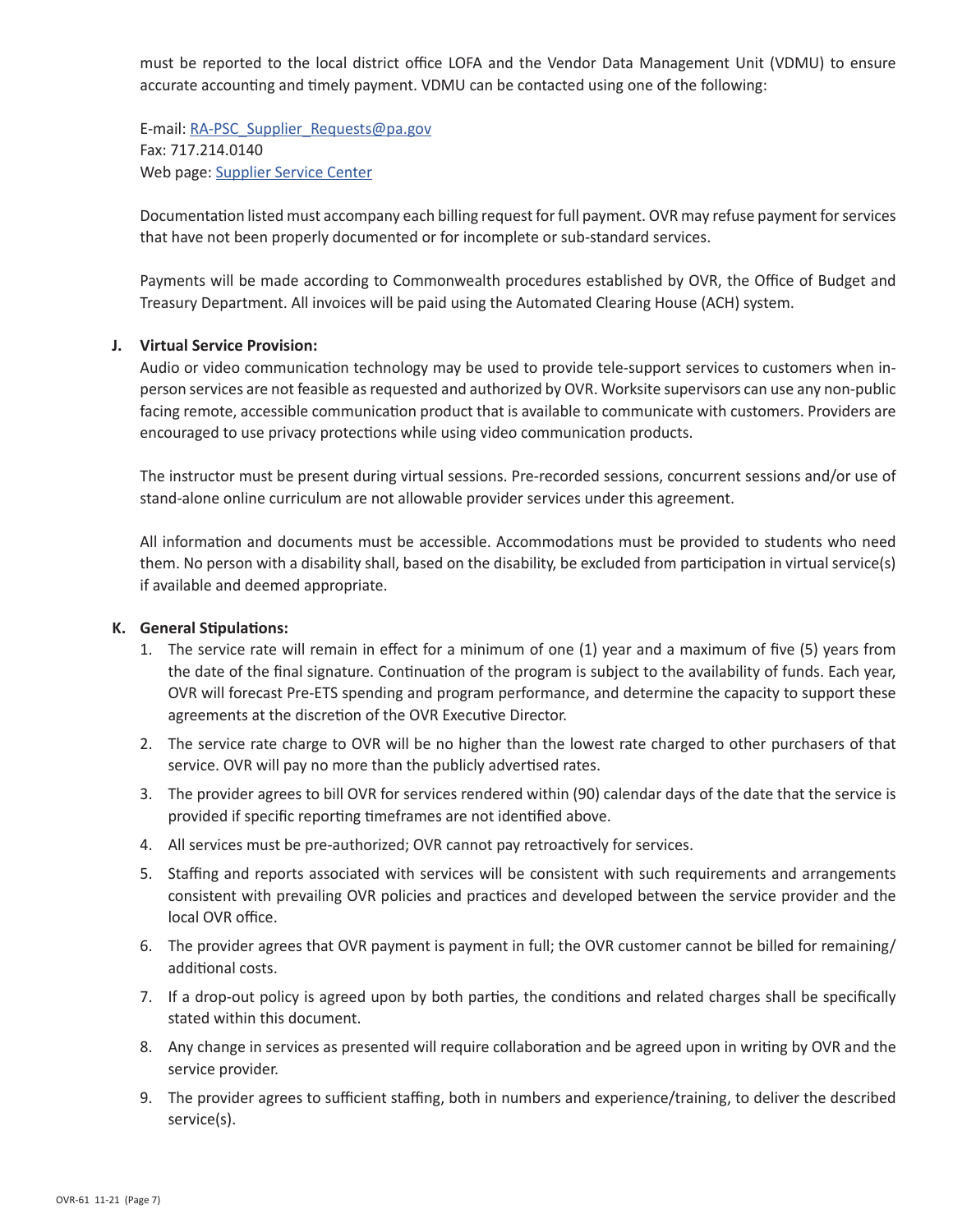must be reported to the local district office LOFA and the Vendor Data Management Unit (VDMU) to ensure accurate accounting and timely payment. VDMU can be contacted using one of the following:

E-mail: [RA-PSC_Supplier_Requests@pa.gov](mailto:RA-PSC_Supplier_Requests@pa.gov)
Fax: 717.214.0140
Web page: Supplier Service Center

Documentation listed must accompany each billing request for full payment. OVR may refuse payment for services that have not been properly documented or for incomplete or sub-standard services.

Payments will be made according to Commonwealth procedures established by OVR, the Office of Budget and Treasury Department. All invoices will be paid using the Automated Clearing House (ACH) system.

**J. Virtual Service Provision:**

Audio or video communication technology may be used to provide tele-support services to customers when in-person services are not feasible as requested and authorized by OVR. Worksite supervisors can use any non-public facing remote, accessible communication product that is available to communicate with customers. Providers are encouraged to use privacy protections while using video communication products.

The instructor must be present during virtual sessions. Pre-recorded sessions, concurrent sessions and/or use of stand-alone online curriculum are not allowable provider services under this agreement.

All information and documents must be accessible. Accommodations must be provided to students who need them. No person with a disability shall, based on the disability, be excluded from participation in virtual service(s) if available and deemed appropriate.

**K. General Stipulations:**

1. The service rate will remain in effect for a minimum of one (1) year and a maximum of five (5) years from the date of the final signature. Continuation of the program is subject to the availability of funds. Each year, OVR will forecast Pre-ETS spending and program performance, and determine the capacity to support these agreements at the discretion of the OVR Executive Director.
2. The service rate charge to OVR will be no higher than the lowest rate charged to other purchasers of that service. OVR will pay no more than the publicly advertised rates.
3. The provider agrees to bill OVR for services rendered within (90) calendar days of the date that the service is provided if specific reporting timeframes are not identified above.
4. All services must be pre-authorized; OVR cannot pay retroactively for services.
5. Staffing and reports associated with services will be consistent with such requirements and arrangements consistent with prevailing OVR policies and practices and developed between the service provider and the local OVR office.
6. The provider agrees that OVR payment is payment in full; the OVR customer cannot be billed for remaining/additional costs.
7. If a drop-out policy is agreed upon by both parties, the conditions and related charges shall be specifically stated within this document.
8. Any change in services as presented will require collaboration and be agreed upon in writing by OVR and the service provider.
9. The provider agrees to sufficient staffing, both in numbers and experience/training, to deliver the described service(s).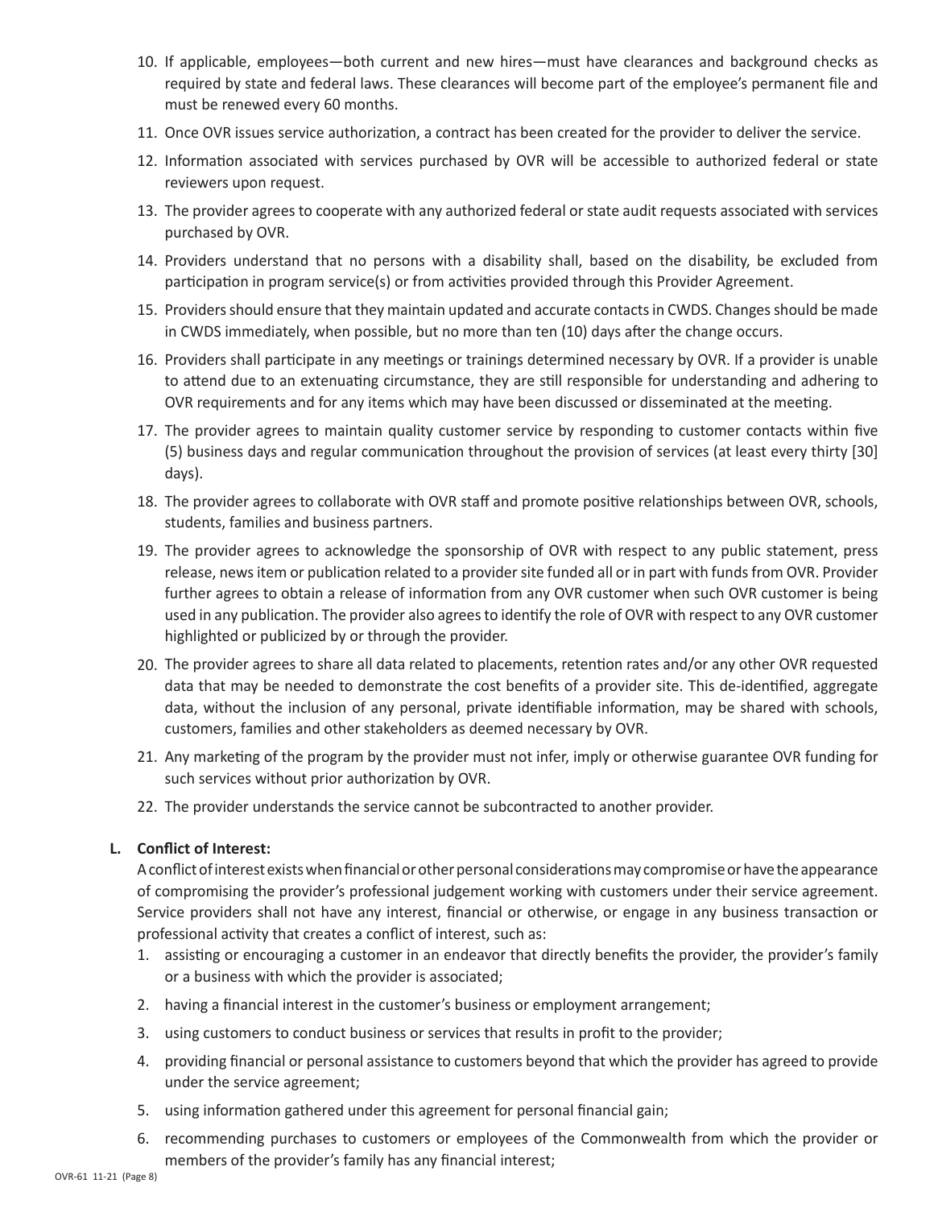10. If applicable, employees—both current and new hires—must have clearances and background checks as required by state and federal laws. These clearances will become part of the employee's permanent file and must be renewed every 60 months.
11. Once OVR issues service authorization, a contract has been created for the provider to deliver the service.
12. Information associated with services purchased by OVR will be accessible to authorized federal or state reviewers upon request.
13. The provider agrees to cooperate with any authorized federal or state audit requests associated with services purchased by OVR.
14. Providers understand that no persons with a disability shall, based on the disability, be excluded from participation in program service(s) or from activities provided through this Provider Agreement.
15. Providers should ensure that they maintain updated and accurate contacts in CWDS. Changes should be made in CWDS immediately, when possible, but no more than ten (10) days after the change occurs.
16. Providers shall participate in any meetings or trainings determined necessary by OVR. If a provider is unable to attend due to an extenuating circumstance, they are still responsible for understanding and adhering to OVR requirements and for any items which may have been discussed or disseminated at the meeting.
17. The provider agrees to maintain quality customer service by responding to customer contacts within five (5) business days and regular communication throughout the provision of services (at least every thirty [30] days).
18. The provider agrees to collaborate with OVR staff and promote positive relationships between OVR, schools, students, families and business partners.
19. The provider agrees to acknowledge the sponsorship of OVR with respect to any public statement, press release, news item or publication related to a provider site funded all or in part with funds from OVR. Provider further agrees to obtain a release of information from any OVR customer when such OVR customer is being used in any publication. The provider also agrees to identify the role of OVR with respect to any OVR customer highlighted or publicized by or through the provider.
20. The provider agrees to share all data related to placements, retention rates and/or any other OVR requested data that may be needed to demonstrate the cost benefits of a provider site. This de-identified, aggregate data, without the inclusion of any personal, private identifiable information, may be shared with schools, customers, families and other stakeholders as deemed necessary by OVR.
21. Any marketing of the program by the provider must not infer, imply or otherwise guarantee OVR funding for such services without prior authorization by OVR.
22. The provider understands the service cannot be subcontracted to another provider.

**L. Conflict of Interest:**

A conflict of interest exists when financial or other personal considerations may compromise or have the appearance of compromising the provider's professional judgement working with customers under their service agreement. Service providers shall not have any interest, financial or otherwise, or engage in any business transaction or professional activity that creates a conflict of interest, such as:

1. assisting or encouraging a customer in an endeavor that directly benefits the provider, the provider's family or a business with which the provider is associated;
2. having a financial interest in the customer's business or employment arrangement;
3. using customers to conduct business or services that results in profit to the provider;
4. providing financial or personal assistance to customers beyond that which the provider has agreed to provide under the service agreement;
5. using information gathered under this agreement for personal financial gain;
6. recommending purchases to customers or employees of the Commonwealth from which the provider or members of the provider's family has any financial interest;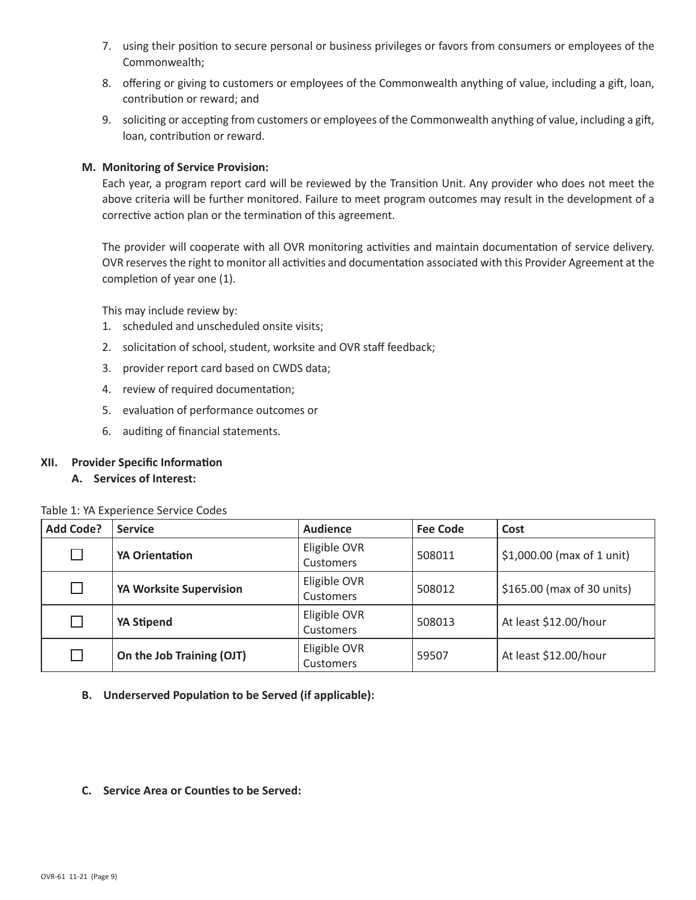7. using their position to secure personal or business privileges or favors from consumers or employees of the Commonwealth;
8. offering or giving to customers or employees of the Commonwealth anything of value, including a gift, loan, contribution or reward; and
9. soliciting or accepting from customers or employees of the Commonwealth anything of value, including a gift, loan, contribution or reward.

**M. Monitoring of Service Provision:**

Each year, a program report card will be reviewed by the Transition Unit. Any provider who does not meet the above criteria will be further monitored. Failure to meet program outcomes may result in the development of a corrective action plan or the termination of this agreement.

The provider will cooperate with all OVR monitoring activities and maintain documentation of service delivery. OVR reserves the right to monitor all activities and documentation associated with this Provider Agreement at the completion of year one (1).

This may include review by:

1. scheduled and unscheduled onsite visits;
2. solicitation of school, student, worksite and OVR staff feedback;
3. provider report card based on CWDS data;
4. review of required documentation;
5. evaluation of performance outcomes or
6. auditing of financial statements.

## XII. Provider Specific Information

**A. Services of Interest:**

Table 1: YA Experience Service Codes

| Add Code? | Service | Audience | Fee Code | Cost |
|---|---|---|---|---|
| ☐ | **YA Orientation** | Eligible OVR Customers | 508011 | $1,000.00 (max of 1 unit) |
| ☐ | **YA Worksite Supervision** | Eligible OVR Customers | 508012 | $165.00 (max of 30 units) |
| ☐ | **YA Stipend** | Eligible OVR Customers | 508013 | At least $12.00/hour |
| ☐ | **On the Job Training (OJT)** | Eligible OVR Customers | 59507 | At least $12.00/hour |

**B. Underserved Population to be Served (if applicable):**

**C. Service Area or Counties to be Served:**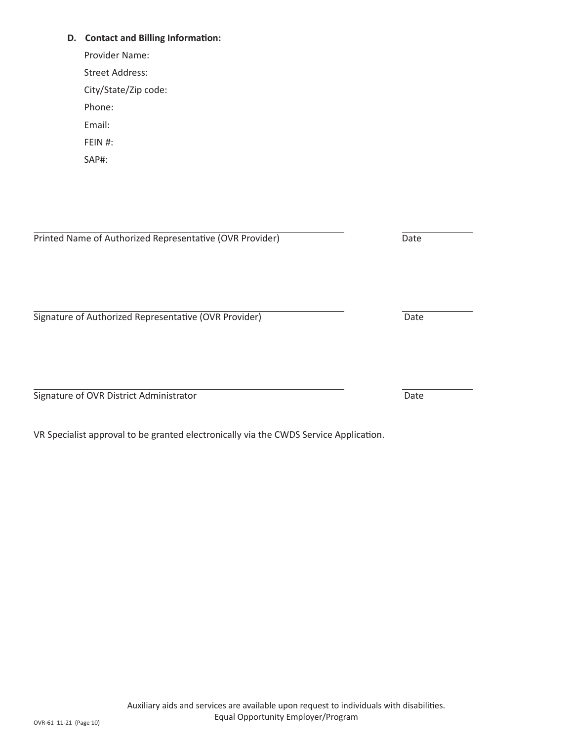**D. Contact and Billing Information:**

Provider Name:

Street Address:

City/State/Zip code:

Phone:

Email:

FEIN #:

SAP#:

Printed Name of Authorized Representative (OVR Provider) Date

Signature of Authorized Representative (OVR Provider) Date

Signature of OVR District Administrator Date

VR Specialist approval to be granted electronically via the CWDS Service Application.

Auxiliary aids and services are available upon request to individuals with disabilities.
Equal Opportunity Employer/Program